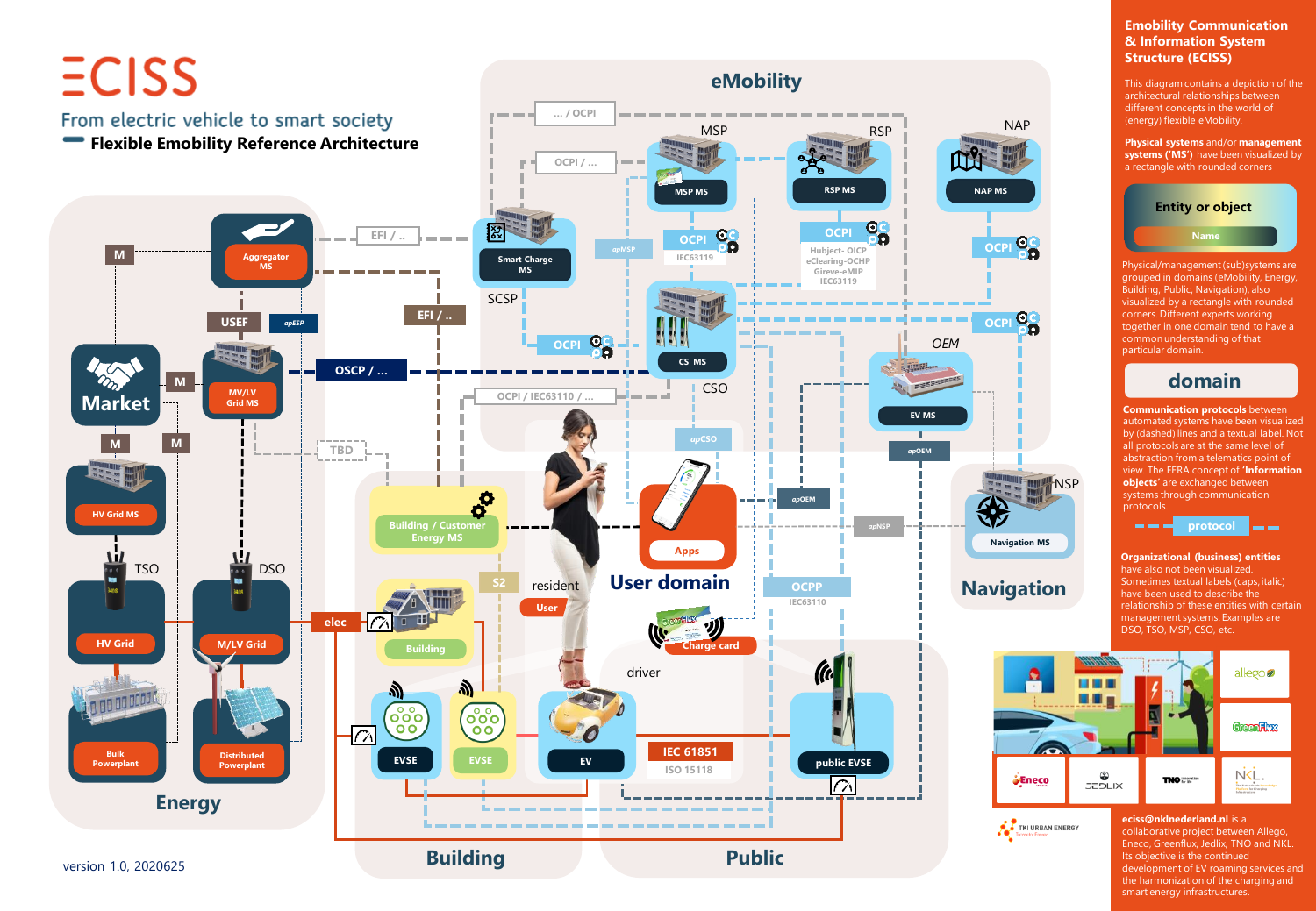# ECISS

From electric vehicle to smart society

**Flexible Emobility Reference Architecture**

eMobility

... / OCPI

OCPI / ...

MSP

MSP MS

RSP

RSP MS

NAP

NAP MS

EFI / ..

Smart Charge MS

SCSP

apMSP

OCPI

IEC63119

OCPI

Hubject- OICP
eClearing-OCHP
Gireve-eMIP
IEC63119

OCPI

OCPI

Aggregator MS

M

USEF

apESP

EFI / ..

OCPI

CS MS

CSO

OEM

EV MS

Market

M

MV/LV Grid MS

OSCP / ...

OCPI / IEC63110 / ...

M

M

TBD

apCSO

apOEM

HV Grid MS

Building / Customer Energy MS

Apps

apOEM

apNSP

NSP

Navigation MS

TSO

DSO

S2

resident

User domain

OCPP

IEC63110

Navigation

HV Grid

M/LV Grid

elec

Building

User

Charge card

driver

Bulk Powerplant

Distributed Powerplant

EVSE

EVSE

EV

IEC 61851

ISO 15118

public EVSE

Energy

Building

Public

version 1.0, 2020625

## Emobility Communication & Information System Structure (ECISS)

This diagram contains a depiction of the architectural relationships between different concepts in the world of (energy) flexible eMobility.

**Physical systems** and/or **management systems (‘MS’)** have been visualized by a rectangle with rounded corners

Entity or object

Name

Physical/management (sub)systems are grouped in domains (eMobility, Energy, Building, Public, Navigation), also visualized by a rectangle with rounded corners. Different experts working together in one domain tend to have a common understanding of that particular domain.

domain

**Communication protocols** between automated systems have been visualized by (dashed) lines and a textual label. Not all protocols are at the same level of abstraction from a telematics point of view. The FERA concept of ‘**Information objects**’ are exchanged between systems through communication protocols.

protocol

**Organizational (business) entities** have also not been visualized. Sometimes textual labels (caps, italic) have been used to describe the relationship of these entities with certain management systems. Examples are DSO, TSO, MSP, CSO, etc.

allego, GreenFlux, Eneco, JEDLIX, TNO, NKL, TKI URBAN ENERGY

**eciss@nklnederland.nl** is a collaborative project between Allego, Eneco, Greenflux, Jedlix, TNO and NKL. Its objective is the continued development of EV roaming services and the harmonization of the charging and smart energy infrastructures.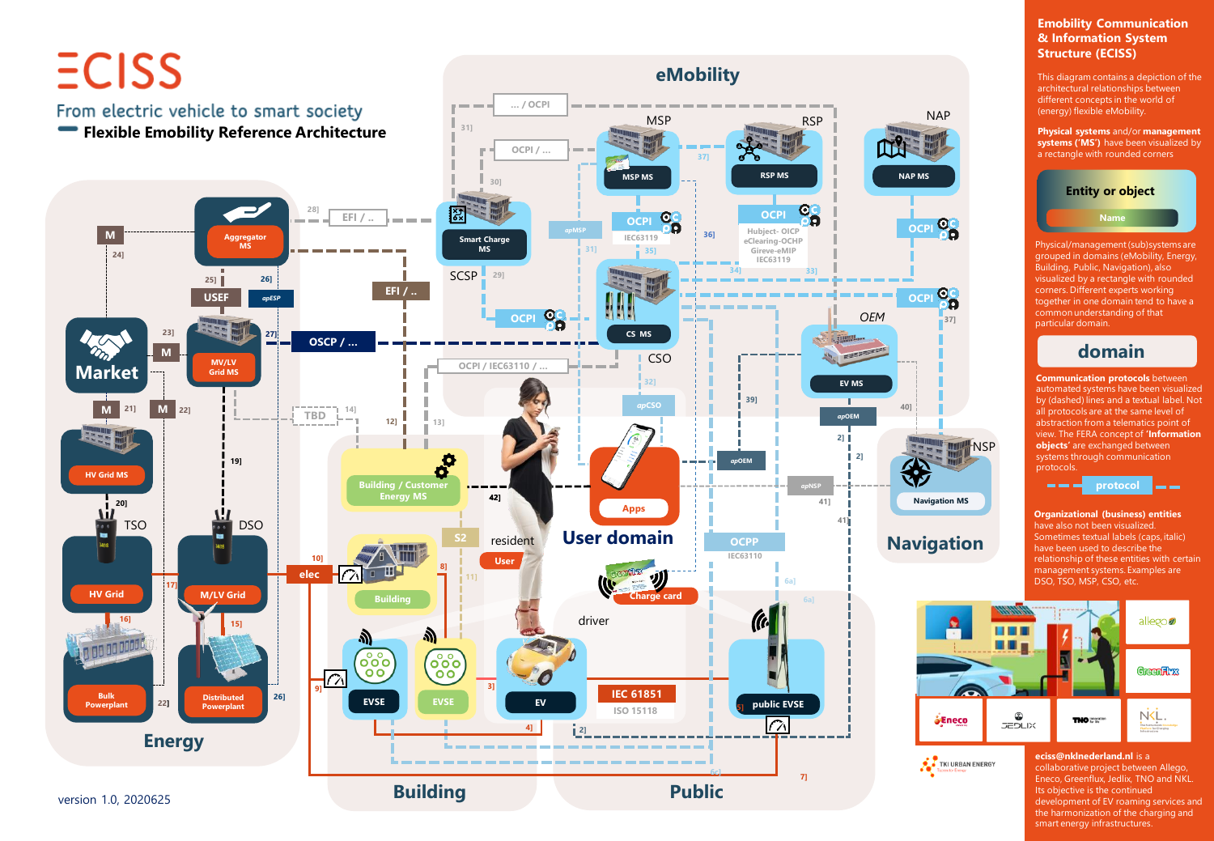# ECISS

From electric vehicle to smart society

**Flexible Emobility Reference Architecture**

eMobility

MSP · RSP · NAP · SCSP · CSO · OEM

MSP MS · RSP MS · NAP MS · Smart Charge MS · CS MS · EV MS

OCPI · IEC63119 · Hubject- OICP eClearing-OCHP Gireve-eMIP IEC63119

... / OCPI · OCPI / ... · EFI / .. · OSCP / ... · OCPI / IEC63110 / ... · TBD

apMSP · apCSO · apOEM · apNSP · apESP

Market · M · Aggregator MS · USEF · MV/LV Grid MS · HV Grid MS · TSO · DSO · HV Grid · M/LV Grid · Bulk Powerplant · Distributed Powerplant

Energy

Building / Customer Energy MS · S2 · Building · elec · EVSE · EVSE · EV · resident · User · driver

Apps · User domain · Charge card

IEC 61851 · ISO 15118

OCPP · IEC63110

public EVSE

NSP · Navigation MS

Navigation

Building · Public

version 1.0, 2020625

## Emobility Communication & Information System Structure (ECISS)

This diagram contains a depiction of the architectural relationships between different concepts in the world of (energy) flexible eMobility.

**Physical systems** and/or **management systems** (**'MS'**) have been visualized by a rectangle with rounded corners

Entity or object

Name

Physical/management (sub)systems are grouped in domains (eMobility, Energy, Building, Public, Navigation), also visualized by a rectangle with rounded corners. Different experts working together in one domain tend to have a common understanding of that particular domain.

domain

**Communication protocols** between automated systems have been visualized by (dashed) lines and a textual label. Not all protocols are at the same level of abstraction from a telematics point of view. The FERA concept of '**Information objects**' are exchanged between systems through communication protocols.

protocol

**Organizational (business) entities** have also not been visualized. Sometimes textual labels (caps, italic) have been used to describe the relationship of these entities with certain management systems. Examples are DSO, TSO, MSP, CSO, etc.

**ecis s@nklnederland.nl** is a collaborative project between Allego, Eneco, Greenflux, Jedlix, TNO and NKL. Its objective is the continued development of EV roaming services and the harmonization of the charging and smart energy infrastructures.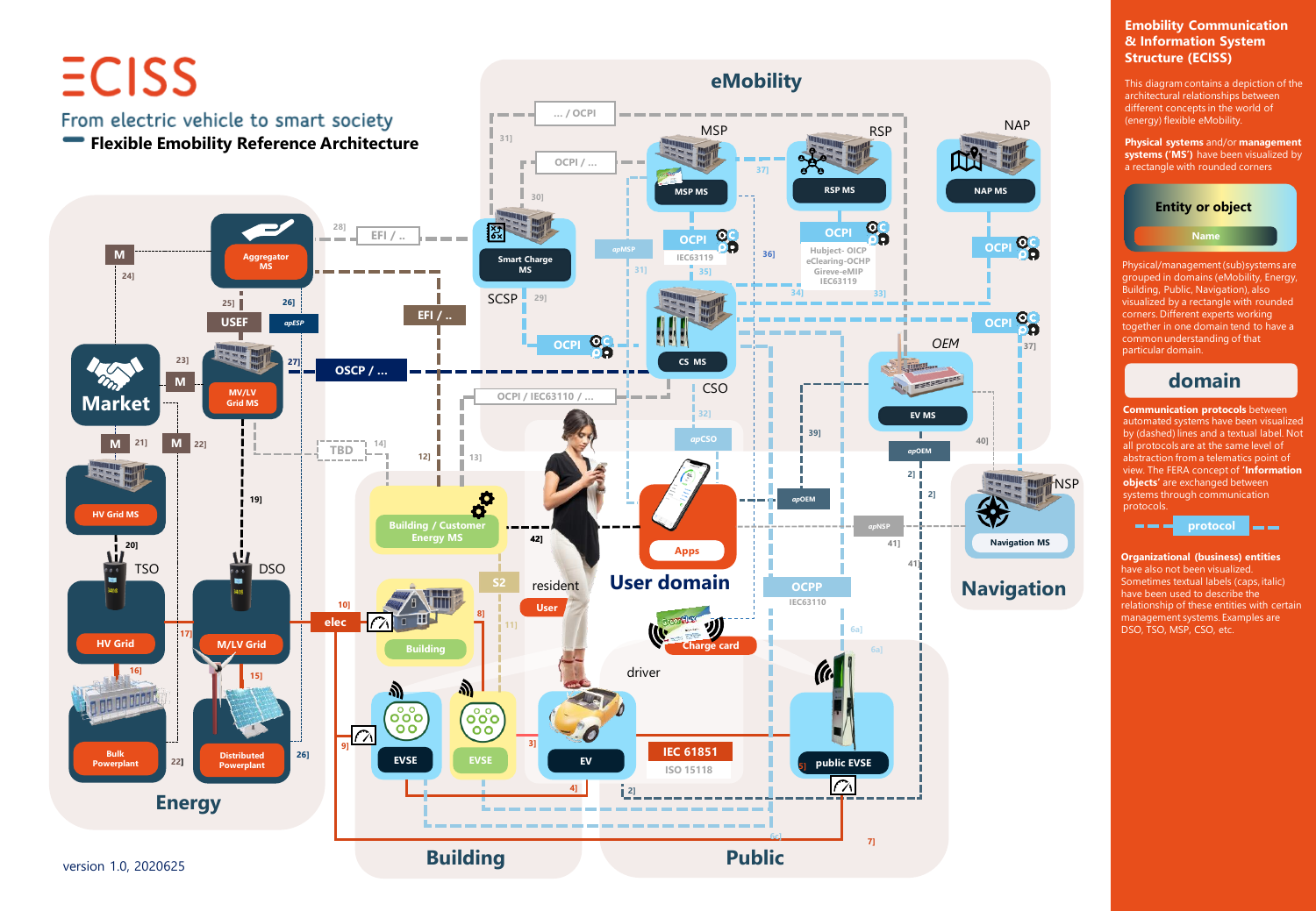# ECISS

From electric vehicle to smart society

**Flexible Emobility Reference Architecture**

eMobility

MSP

RSP

NAP

MSP MS

RSP MS

NAP MS

... / OCPI

OCPI / ...

Smart Charge MS

SCSP

OCPI

IEC63119

OCPI

Hubject- OICP
eClearing-OCHP
Gireve-eMIP
IEC63119

OCPI

OCPI

CS MS

CSO

apMSP

apCSO

OEM

EV MS

apOEM

apOEM

Aggregator MS

USEF

apESP

EFI / ..

EFI / ..

OSCP / ...

OCPI / IEC63110 / ...

TBD

MV/LV Grid MS

Market

M

M

M

M

HV Grid MS

TSO

DSO

HV Grid

M/LV Grid

Bulk Powerplant

Distributed Powerplant

Energy

Building / Customer Energy MS

S2

Building

elec

EVSE

EVSE

Building

resident

User

Apps

User domain

Charge card

driver

EV

IEC 61851

ISO 15118

OCPP

IEC63110

public EVSE

Public

apNSP

Navigation MS

NSP

Navigation

version 1.0, 2020625

**Emobility Communication & Information System Structure (ECISS)**

This diagram contains a depiction of the architectural relationships between different concepts in the world of (energy) flexible eMobility.

**Physical systems** and/or **management systems ('MS')** have been visualized by a rectangle with rounded corners

Entity or object

Name

Physical/management (sub)systems are grouped in domains (eMobility, Energy, Building, Public, Navigation), also visualized by a rectangle with rounded corners. Different experts working together in one domain tend to have a common understanding of that particular domain.

domain

**Communication protocols** between automated systems have been visualized by (dashed) lines and a textual label. Not all protocols are at the same level of abstraction from a telematics point of view. The FERA concept of '**Information objects**' are exchanged between systems through communication protocols.

protocol

**Organizational (business) entities** have also not been visualized. Sometimes textual labels (caps, italic) have been used to describe the relationship of these entities with certain management systems. Examples are DSO, TSO, MSP, CSO, etc.